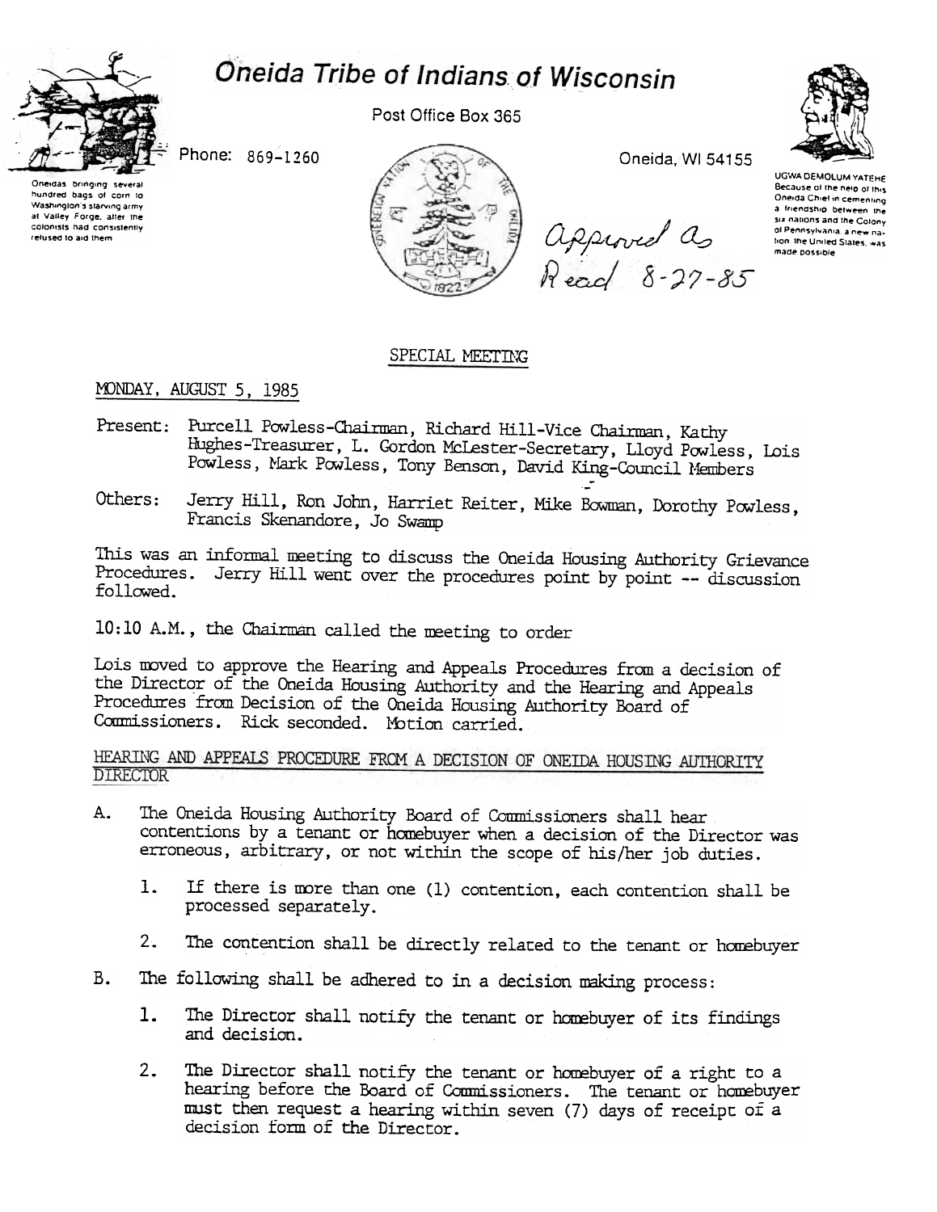# Oneida Tribe of Indians of Wisconsin

Post Office Box 365

Phone: 869-1260

Oneida, WI 54155

Oneidas bringing several hundred bags of corn to Washington's starving army at Valley Forge, after the colonists had consistently refused to aid them

UGWA DEMOLUM YATEHE Because of the help of this Oneida Chief in cementing a friendship between the six nations and the Colony of Pennsylvania, a new nation, the United States, was made possible

Approved as Read 8-27-85

## SPECIAL MEETING

MONDAY, AUGUST 5, 1985

Present: Purcell Powless-Chairman, Richard Hill-Vice Chairman, Kathy Hughes-Treasurer, L. Gordon McLester-Secretary, Lloyd Powless, Lois Powless, Mark Powless, Tony Benson, David King-Council Members

Others: Jerry Hill, Ron John, Harriet Reiter, Mike Bowman, Dorothy Powless, Francis Skenandore, Jo Swamp

This was an informal meeting to discuss the Oneida Housing Authority Grievance Procedures. Jerry Hill went over the procedures point by point -- discussion followed.

10:10 A.M., the Chairman called the meeting to order

Lois moved to approve the Hearing and Appeals Procedures from a decision of the Director of the Oneida Housing Authority and the Hearing and Appeals Procedures from Decision of the Oneida Housing Authority Board of Commissioners. Rick seconded. Motion carried.

### HEARING AND APPEALS PROCEDURE FROM A DECISION OF ONEIDA HOUSING AUTHORITY DIRECTOR

A. The Oneida Housing Authority Board of Commissioners shall hear contentions by a tenant or homebuyer when a decision of the Director was erroneous, arbitrary, or not within the scope of his/her job duties.

   1. If there is more than one (1) contention, each contention shall be processed separately.

   2. The contention shall be directly related to the tenant or homebuyer

B. The following shall be adhered to in a decision making process:

   1. The Director shall notify the tenant or homebuyer of its findings and decision.

   2. The Director shall notify the tenant or homebuyer of a right to a hearing before the Board of Commissioners. The tenant or homebuyer must then request a hearing within seven (7) days of receipt of a decision form of the Director.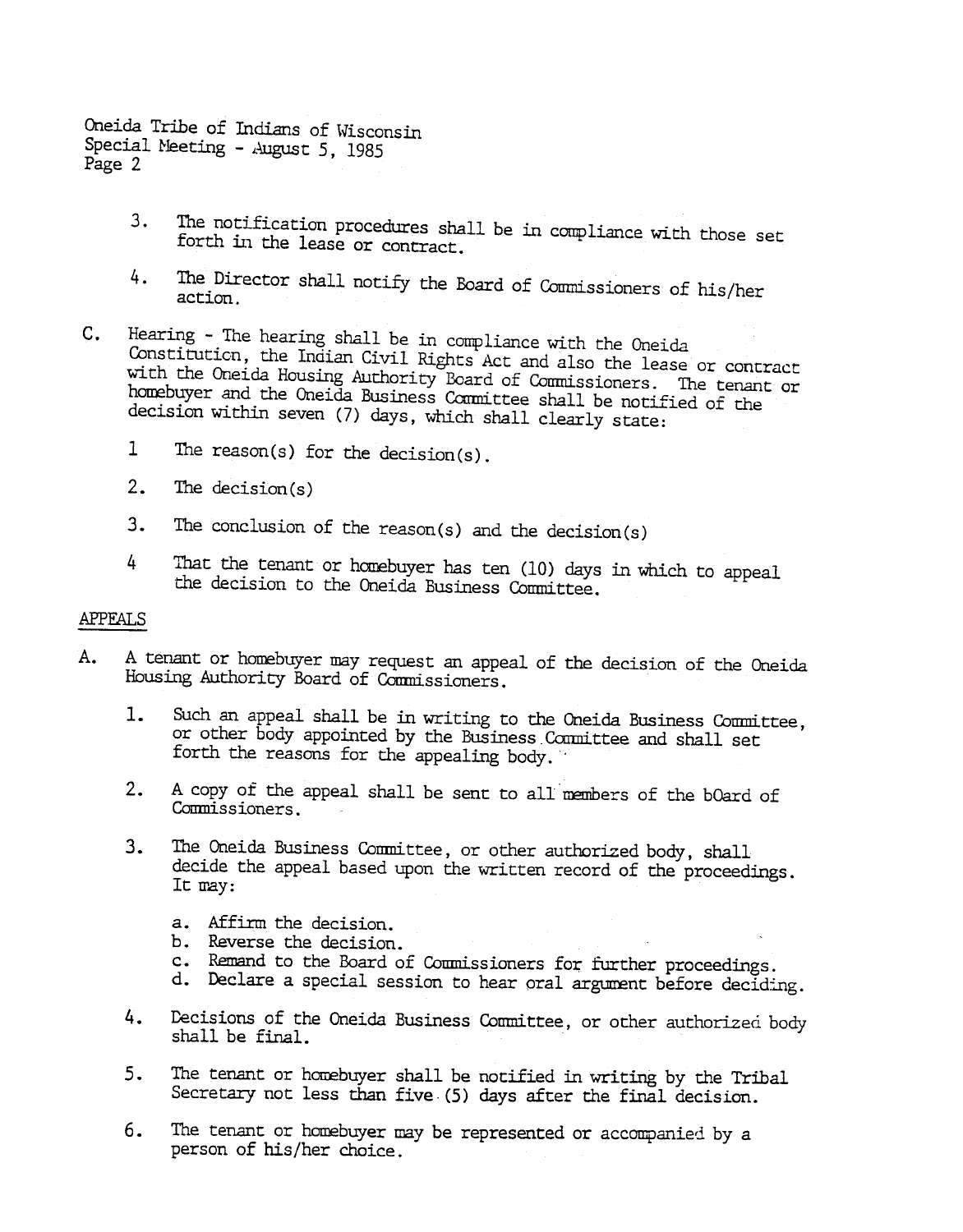3. The notification procedures shall be in compliance with those set forth in the lease or contract.

4. The Director shall notify the Board of Commissioners of his/her action.

C. Hearing - The hearing shall be in compliance with the Oneida Constitution, the Indian Civil Rights Act and also the lease or contract with the Oneida Housing Authority Board of Commissioners. The tenant or homebuyer and the Oneida Business Committee shall be notified of the decision within seven (7) days, which shall clearly state:

1 The reason(s) for the decision(s).

2. The decision(s)

3. The conclusion of the reason(s) and the decision(s)

4 That the tenant or homebuyer has ten (10) days in which to appeal the decision to the Oneida Business Committee.

APPEALS

A. A tenant or homebuyer may request an appeal of the decision of the Oneida Housing Authority Board of Commissioners.

1. Such an appeal shall be in writing to the Oneida Business Committee, or other body appointed by the Business Committee and shall set forth the reasons for the appealing body.

2. A copy of the appeal shall be sent to all members of the bOard of Commissioners.

3. The Oneida Business Committee, or other authorized body, shall decide the appeal based upon the written record of the proceedings. It may:

   a. Affirm the decision.
   b. Reverse the decision.
   c. Remand to the Board of Commissioners for further proceedings.
   d. Declare a special session to hear oral argument before deciding.

4. Decisions of the Oneida Business Committee, or other authorized body shall be final.

5. The tenant or homebuyer shall be notified in writing by the Tribal Secretary not less than five (5) days after the final decision.

6. The tenant or homebuyer may be represented or accompanied by a person of his/her choice.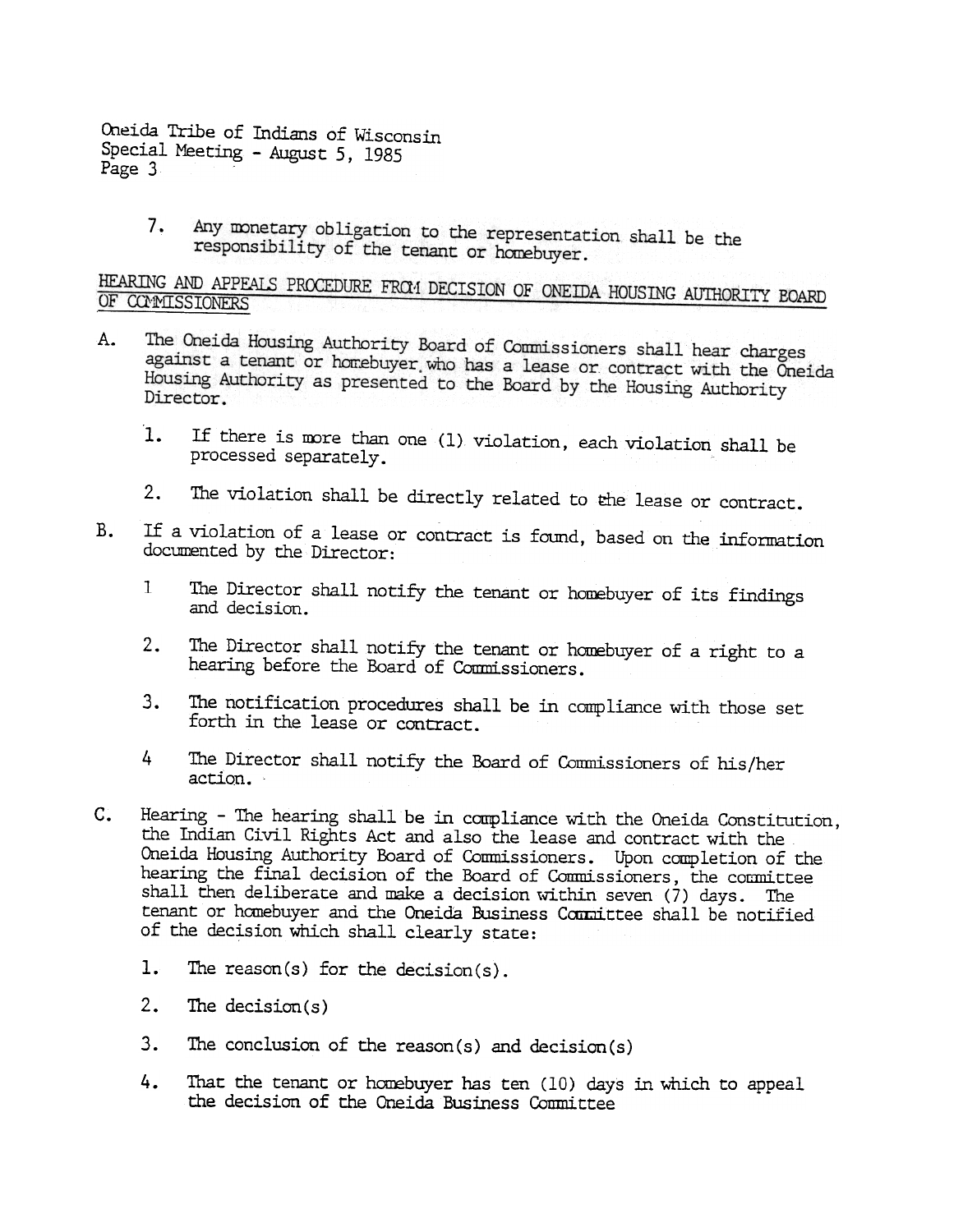7. Any monetary obligation to the representation shall be the responsibility of the tenant or homebuyer.

## HEARING AND APPEALS PROCEDURE FROM DECISION OF ONEIDA HOUSING AUTHORITY BOARD OF COMMISSIONERS

A. The Oneida Housing Authority Board of Commissioners shall hear charges against a tenant or homebuyer who has a lease or contract with the Oneida Housing Authority as presented to the Board by the Housing Authority Director.

   1. If there is more than one (1) violation, each violation shall be processed separately.

   2. The violation shall be directly related to the lease or contract.

B. If a violation of a lease or contract is found, based on the information documented by the Director:

   1 The Director shall notify the tenant or homebuyer of its findings and decision.

   2. The Director shall notify the tenant or homebuyer of a right to a hearing before the Board of Commissioners.

   3. The notification procedures shall be in compliance with those set forth in the lease or contract.

   4 The Director shall notify the Board of Commissioners of his/her action.

C. Hearing - The hearing shall be in compliance with the Oneida Constitution, the Indian Civil Rights Act and also the lease and contract with the Oneida Housing Authority Board of Commissioners. Upon completion of the hearing the final decision of the Board of Commissioners, the committee shall then deliberate and make a decision within seven (7) days. The tenant or homebuyer and the Oneida Business Committee shall be notified of the decision which shall clearly state:

   1. The reason(s) for the decision(s).

   2. The decision(s)

   3. The conclusion of the reason(s) and decision(s)

   4. That the tenant or homebuyer has ten (10) days in which to appeal the decision of the Oneida Business Committee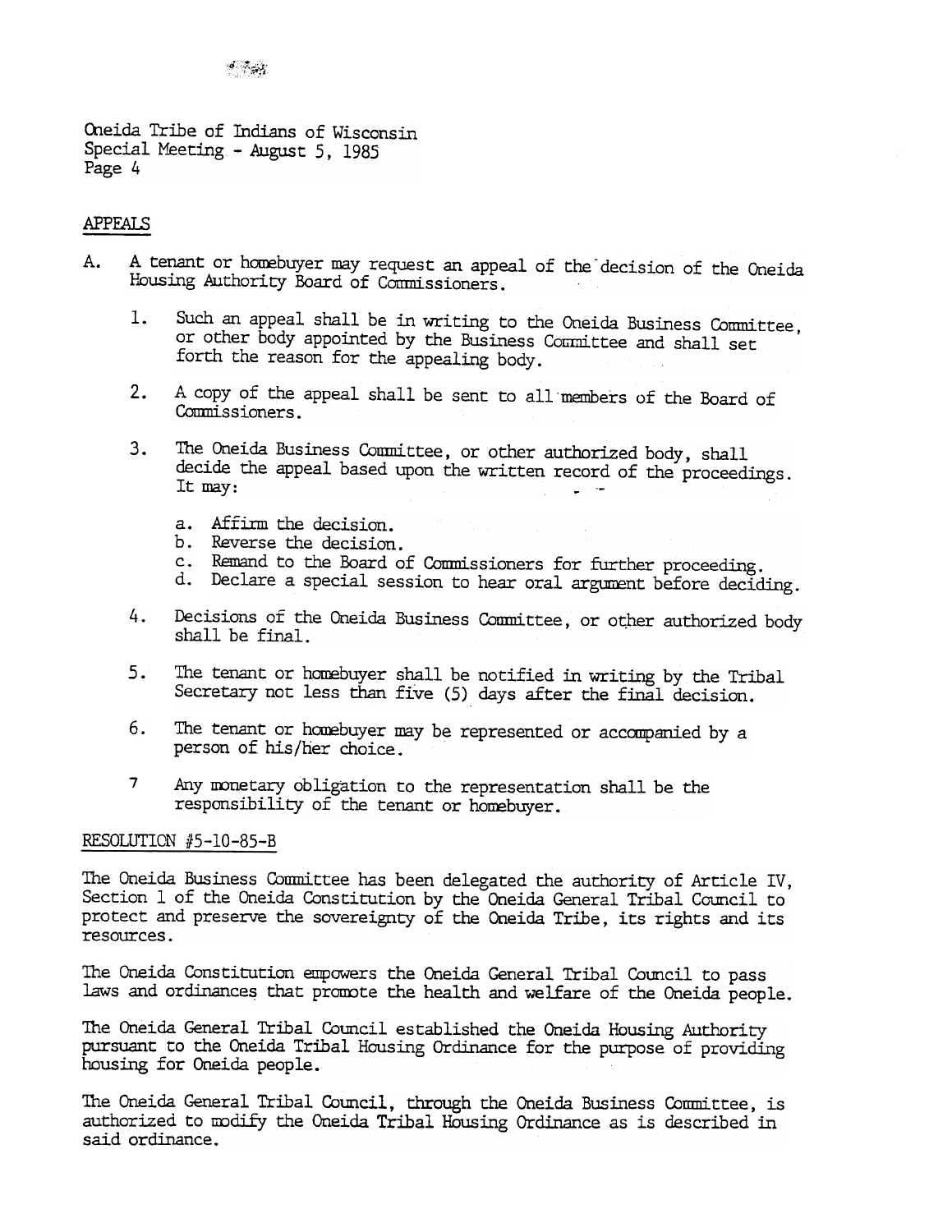Oneida Tribe of Indians of Wisconsin
Special Meeting - August 5, 1985
Page 4

## APPEALS

A. A tenant or homebuyer may request an appeal of the decision of the Oneida Housing Authority Board of Commissioners.

   1. Such an appeal shall be in writing to the Oneida Business Committee, or other body appointed by the Business Committee and shall set forth the reason for the appealing body.

   2. A copy of the appeal shall be sent to all members of the Board of Commissioners.

   3. The Oneida Business Committee, or other authorized body, shall decide the appeal based upon the written record of the proceedings. It may:

      a. Affirm the decision.
      b. Reverse the decision.
      c. Remand to the Board of Commissioners for further proceeding.
      d. Declare a special session to hear oral argument before deciding.

   4. Decisions of the Oneida Business Committee, or other authorized body shall be final.

   5. The tenant or homebuyer shall be notified in writing by the Tribal Secretary not less than five (5) days after the final decision.

   6. The tenant or homebuyer may be represented or accompanied by a person of his/her choice.

   7 Any monetary obligation to the representation shall be the responsibility of the tenant or homebuyer.

## RESOLUTION #5-10-85-B

The Oneida Business Committee has been delegated the authority of Article IV, Section 1 of the Oneida Constitution by the Oneida General Tribal Council to protect and preserve the sovereignty of the Oneida Tribe, its rights and its resources.

The Oneida Constitution empowers the Oneida General Tribal Council to pass laws and ordinances that promote the health and welfare of the Oneida people.

The Oneida General Tribal Council established the Oneida Housing Authority pursuant to the Oneida Tribal Housing Ordinance for the purpose of providing housing for Oneida people.

The Oneida General Tribal Council, through the Oneida Business Committee, is authorized to modify the Oneida Tribal Housing Ordinance as is described in said ordinance.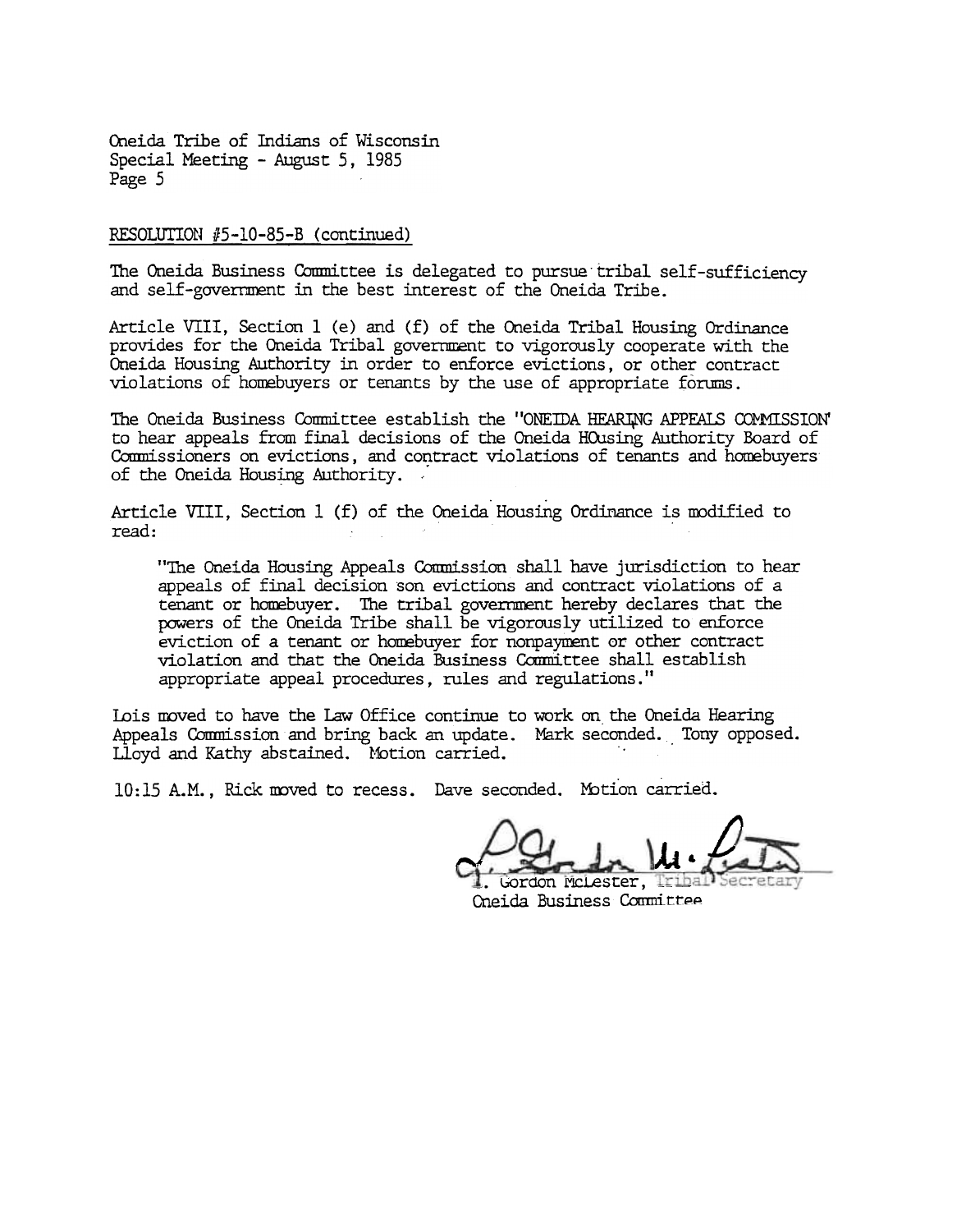Oneida Tribe of Indians of Wisconsin
Special Meeting - August 5, 1985
Page 5

RESOLUTION #5-10-85-B (continued)

The Oneida Business Committee is delegated to pursue tribal self-sufficiency and self-government in the best interest of the Oneida Tribe.

Article VIII, Section 1 (e) and (f) of the Oneida Tribal Housing Ordinance provides for the Oneida Tribal government to vigorously cooperate with the Oneida Housing Authority in order to enforce evictions, or other contract violations of homebuyers or tenants by the use of appropriate forums.

The Oneida Business Committee establish the "ONEIDA HEARING APPEALS COMMISSION" to hear appeals from final decisions of the Oneida HOusing Authority Board of Commissioners on evictions, and contract violations of tenants and homebuyers of the Oneida Housing Authority.

Article VIII, Section 1 (f) of the Oneida Housing Ordinance is modified to read:

> "The Oneida Housing Appeals Commission shall have jurisdiction to hear appeals of final decision son evictions and contract violations of a tenant or homebuyer. The tribal government hereby declares that the powers of the Oneida Tribe shall be vigorously utilized to enforce eviction of a tenant or homebuyer for nonpayment or other contract violation and that the Oneida Business Committee shall establish appropriate appeal procedures, rules and regulations."

Lois moved to have the Law Office continue to work on the Oneida Hearing Appeals Commission and bring back an update. Mark seconded. Tony opposed. Lloyd and Kathy abstained. Motion carried.

10:15 A.M., Rick moved to recess. Dave seconded. Motion carried.

L. Gordon McLester, Tribal Secretary
Oneida Business Committee